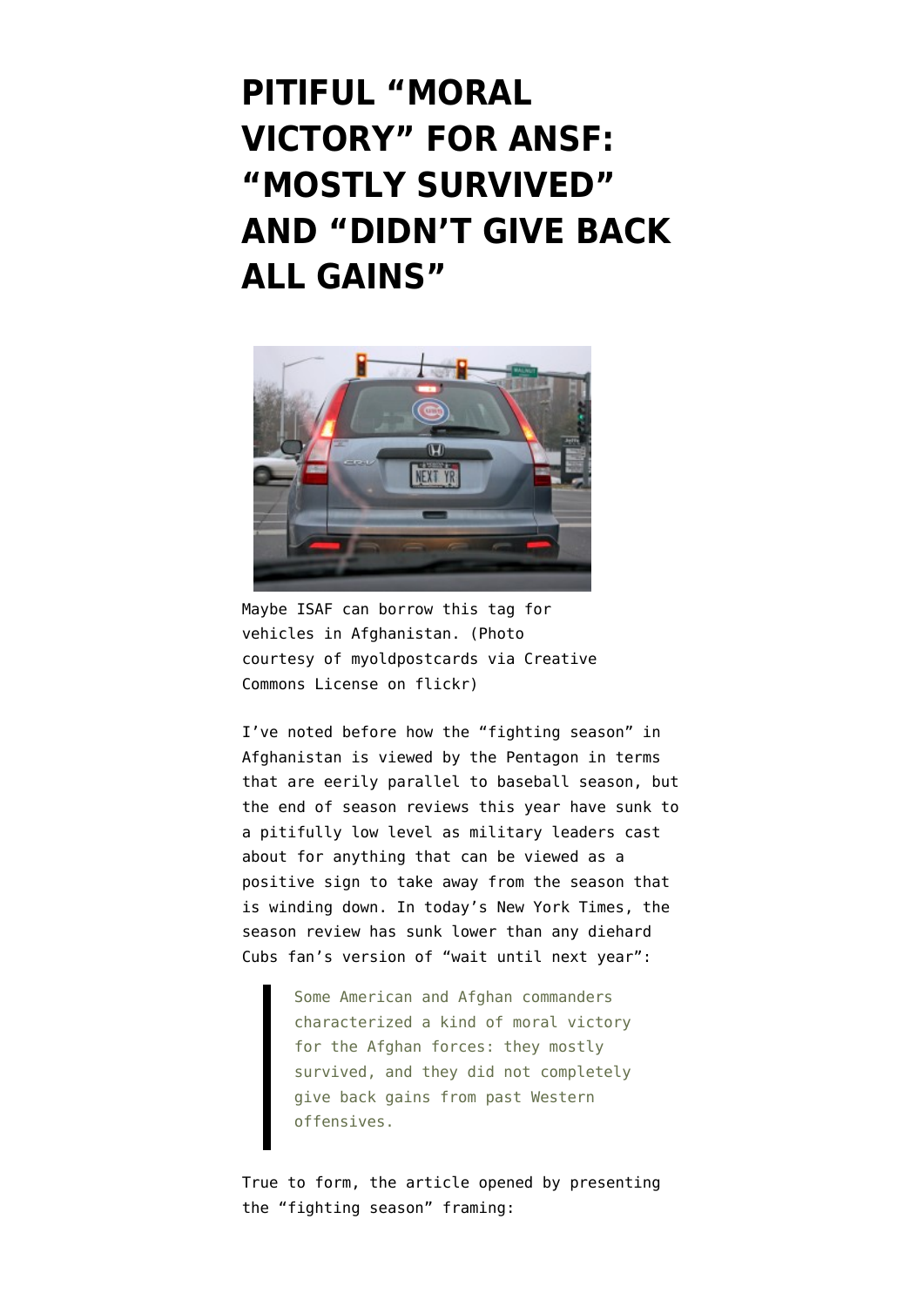# PITIFUL "MORAL VICTORY" FOR ANSF: "MOSTLY SURVIVED" AND "DIDN'T GIVE BACK ALL GAINS"

Maybe ISAF can borrow this tag for vehicles in Afghanistan. (Photo courtesy of myoldpostcards via Creative Commons License on flickr)

I've noted before how the "fighting season" in Afghanistan is viewed by the Pentagon in terms that are eerily parallel to baseball season, but the end of season reviews this year have sunk to a pitifully low level as military leaders cast about for anything that can be viewed as a positive sign to take away from the season that is winding down. In today's New York Times, the season review has sunk lower than any diehard Cubs fan's version of "wait until next year":

> Some American and Afghan commanders characterized a kind of moral victory for the Afghan forces: they mostly survived, and they did not completely give back gains from past Western offensives.

True to form, the article opened by presenting the "fighting season" framing: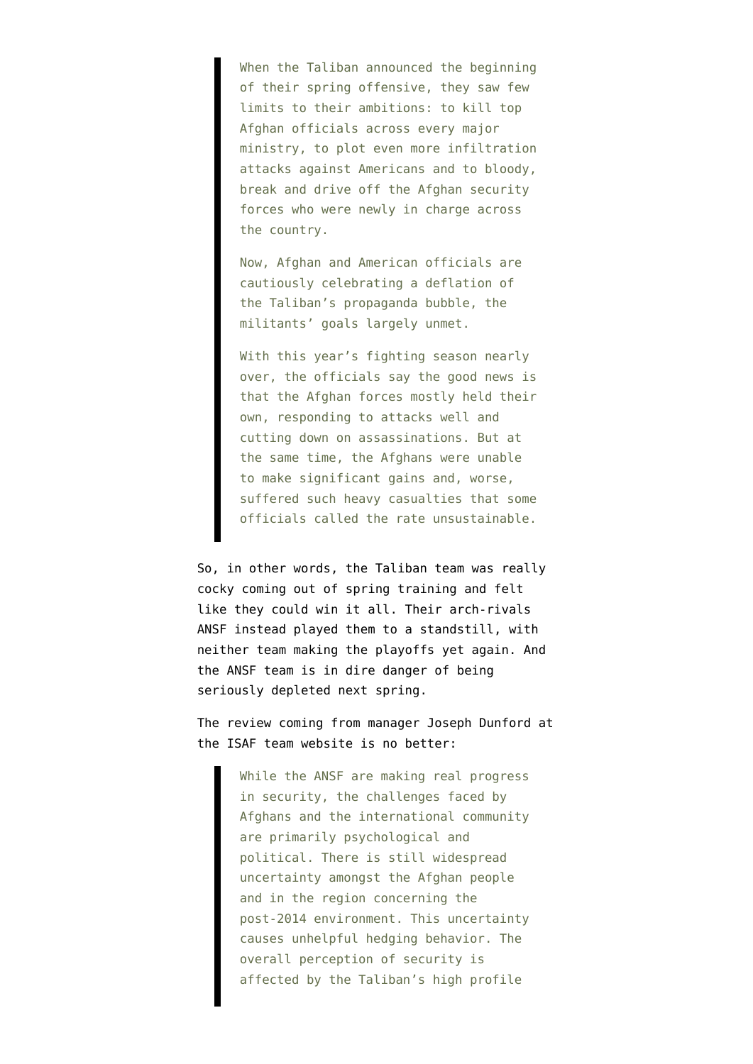> When the Taliban announced the beginning of their spring offensive, they saw few limits to their ambitions: to kill top Afghan officials across every major ministry, to plot even more infiltration attacks against Americans and to bloody, break and drive off the Afghan security forces who were newly in charge across the country.
>
> Now, Afghan and American officials are cautiously celebrating a deflation of the Taliban's propaganda bubble, the militants' goals largely unmet.
>
> With this year's fighting season nearly over, the officials say the good news is that the Afghan forces mostly held their own, responding to attacks well and cutting down on assassinations. But at the same time, the Afghans were unable to make significant gains and, worse, suffered such heavy casualties that some officials called the rate unsustainable.

So, in other words, the Taliban team was really cocky coming out of spring training and felt like they could win it all. Their arch-rivals ANSF instead played them to a standstill, with neither team making the playoffs yet again. And the ANSF team is in dire danger of being seriously depleted next spring.

The review coming from manager Joseph Dunford at the ISAF team website is no better:

> While the ANSF are making real progress in security, the challenges faced by Afghans and the international community are primarily psychological and political. There is still widespread uncertainty amongst the Afghan people and in the region concerning the post-2014 environment. This uncertainty causes unhelpful hedging behavior. The overall perception of security is affected by the Taliban's high profile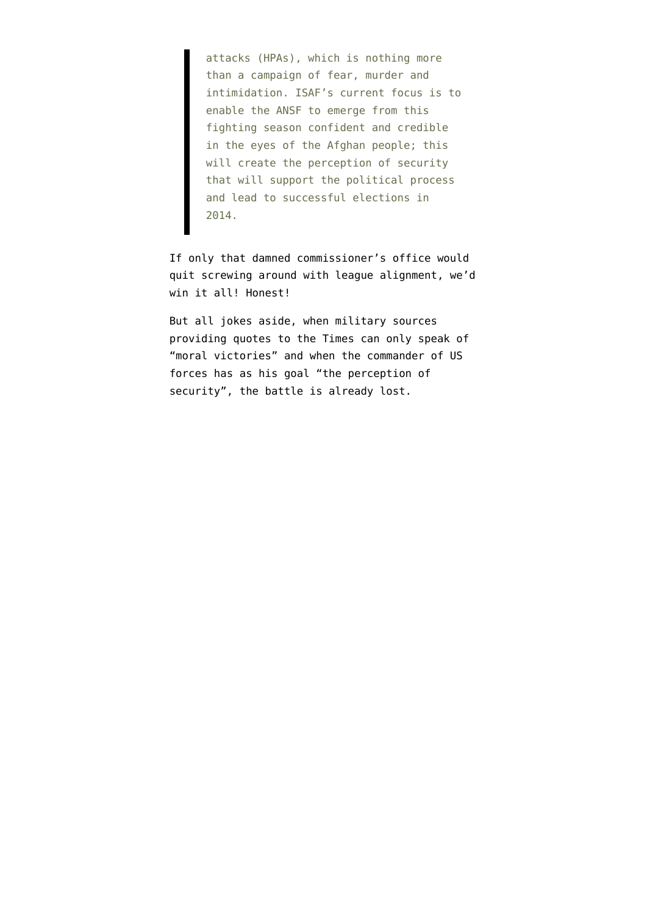> attacks (HPAs), which is nothing more than a campaign of fear, murder and intimidation. ISAF's current focus is to enable the ANSF to emerge from this fighting season confident and credible in the eyes of the Afghan people; this will create the perception of security that will support the political process and lead to successful elections in 2014.

If only that damned commissioner's office would quit screwing around with league alignment, we'd win it all! Honest!

But all jokes aside, when military sources providing quotes to the Times can only speak of "moral victories" and when the commander of US forces has as his goal "the perception of security", the battle is already lost.